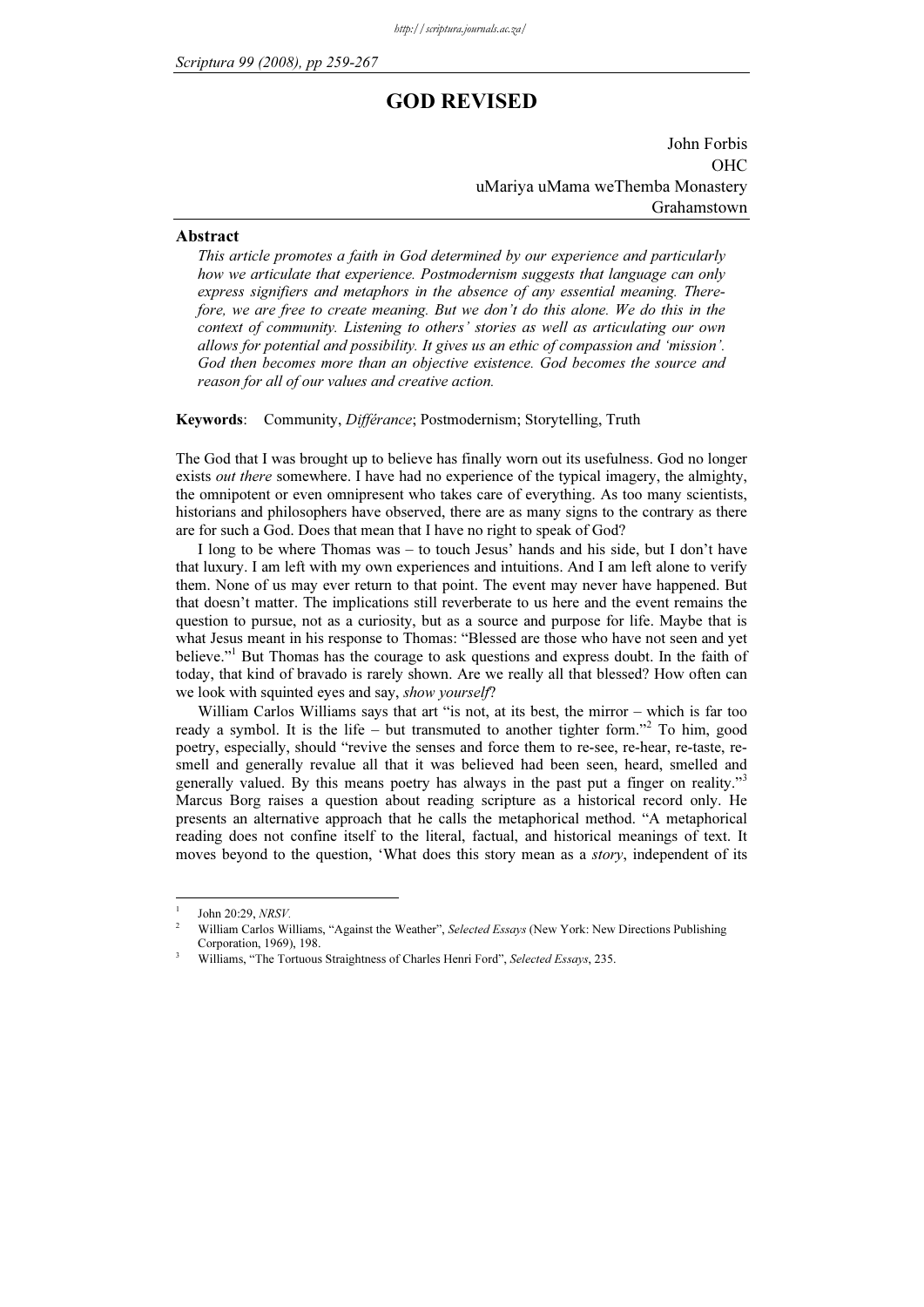# GOD REVISED

John Forbis
OHC
uMariya uMama weThemba Monastery
Grahamstown

## Abstract

*This article promotes a faith in God determined by our experience and particularly how we articulate that experience. Postmodernism suggests that language can only express signifiers and metaphors in the absence of any essential meaning. Therefore, we are free to create meaning. But we don't do this alone. We do this in the context of community. Listening to others' stories as well as articulating our own allows for potential and possibility. It gives us an ethic of compassion and 'mission'. God then becomes more than an objective existence. God becomes the source and reason for all of our values and creative action.*

**Keywords**: Community, *Différance*; Postmodernism; Storytelling, Truth

The God that I was brought up to believe has finally worn out its usefulness. God no longer exists *out there* somewhere. I have had no experience of the typical imagery, the almighty, the omnipotent or even omnipresent who takes care of everything. As too many scientists, historians and philosophers have observed, there are as many signs to the contrary as there are for such a God. Does that mean that I have no right to speak of God?

I long to be where Thomas was – to touch Jesus' hands and his side, but I don't have that luxury. I am left with my own experiences and intuitions. And I am left alone to verify them. None of us may ever return to that point. The event may never have happened. But that doesn't matter. The implications still reverberate to us here and the event remains the question to pursue, not as a curiosity, but as a source and purpose for life. Maybe that is what Jesus meant in his response to Thomas: "Blessed are those who have not seen and yet believe."[1] But Thomas has the courage to ask questions and express doubt. In the faith of today, that kind of bravado is rarely shown. Are we really all that blessed? How often can we look with squinted eyes and say, *show yourself*?

William Carlos Williams says that art "is not, at its best, the mirror – which is far too ready a symbol. It is the life – but transmuted to another tighter form."[2] To him, good poetry, especially, should "revive the senses and force them to re-see, re-hear, re-taste, re-smell and generally revalue all that it was believed had been seen, heard, smelled and generally valued. By this means poetry has always in the past put a finger on reality."[3] Marcus Borg raises a question about reading scripture as a historical record only. He presents an alternative approach that he calls the metaphorical method. "A metaphorical reading does not confine itself to the literal, factual, and historical meanings of text. It moves beyond to the question, 'What does this story mean as a *story*, independent of its

---

1. John 20:29, *NRSV.*
2. William Carlos Williams, "Against the Weather", *Selected Essays* (New York: New Directions Publishing Corporation, 1969), 198.
3. Williams, "The Tortuous Straightness of Charles Henri Ford", *Selected Essays*, 235.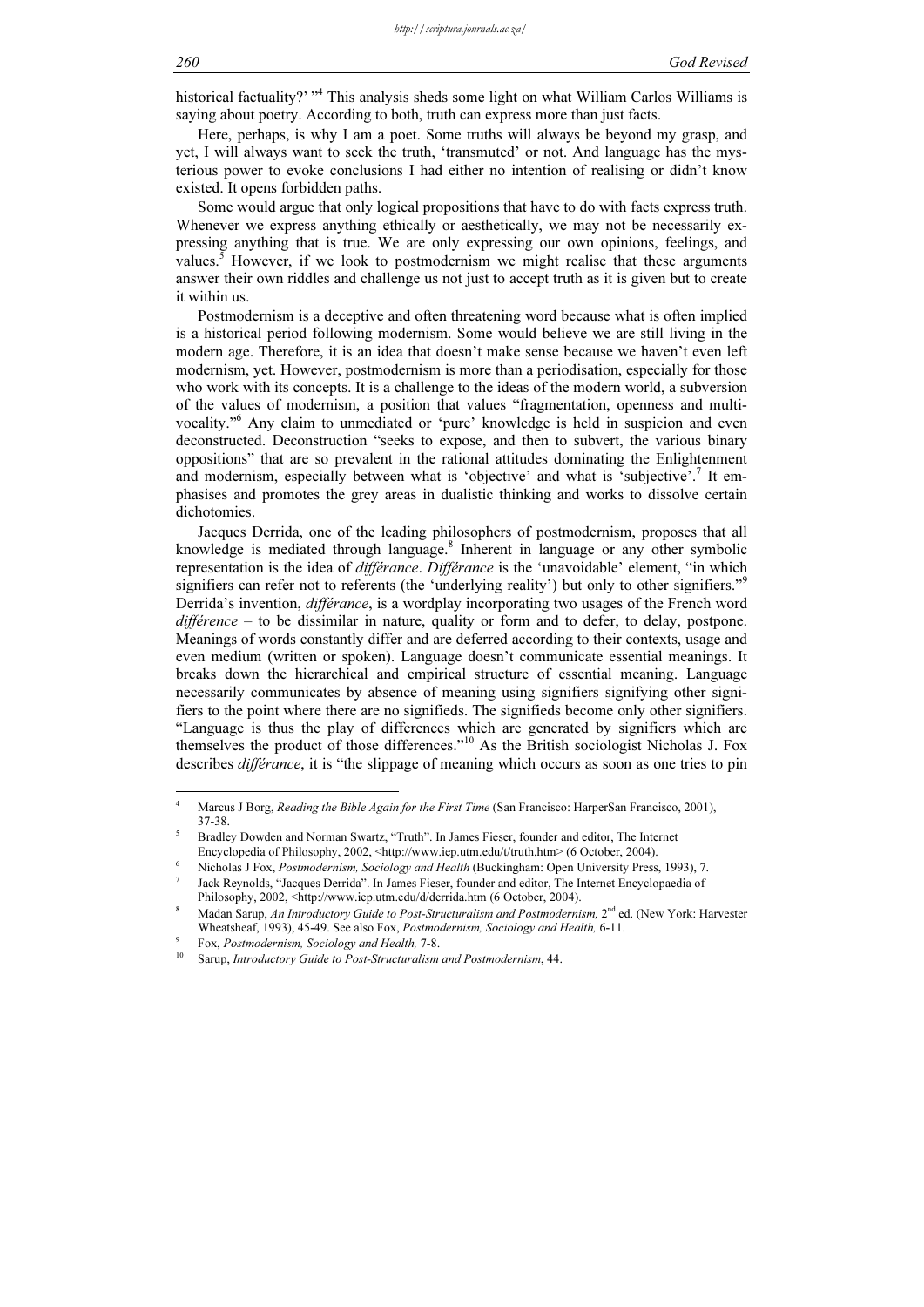historical factuality?' "[4] This analysis sheds some light on what William Carlos Williams is saying about poetry. According to both, truth can express more than just facts.

Here, perhaps, is why I am a poet. Some truths will always be beyond my grasp, and yet, I will always want to seek the truth, 'transmuted' or not. And language has the mysterious power to evoke conclusions I had either no intention of realising or didn't know existed. It opens forbidden paths.

Some would argue that only logical propositions that have to do with facts express truth. Whenever we express anything ethically or aesthetically, we may not be necessarily expressing anything that is true. We are only expressing our own opinions, feelings, and values.[5] However, if we look to postmodernism we might realise that these arguments answer their own riddles and challenge us not just to accept truth as it is given but to create it within us.

Postmodernism is a deceptive and often threatening word because what is often implied is a historical period following modernism. Some would believe we are still living in the modern age. Therefore, it is an idea that doesn't make sense because we haven't even left modernism, yet. However, postmodernism is more than a periodisation, especially for those who work with its concepts. It is a challenge to the ideas of the modern world, a subversion of the values of modernism, a position that values "fragmentation, openness and multivocality."[6] Any claim to unmediated or 'pure' knowledge is held in suspicion and even deconstructed. Deconstruction "seeks to expose, and then to subvert, the various binary oppositions" that are so prevalent in the rational attitudes dominating the Enlightenment and modernism, especially between what is 'objective' and what is 'subjective'.[7] It emphasises and promotes the grey areas in dualistic thinking and works to dissolve certain dichotomies.

Jacques Derrida, one of the leading philosophers of postmodernism, proposes that all knowledge is mediated through language.[8] Inherent in language or any other symbolic representation is the idea of *différance*. *Différance* is the 'unavoidable' element, "in which signifiers can refer not to referents (the 'underlying reality') but only to other signifiers."[9] Derrida's invention, *différance*, is a wordplay incorporating two usages of the French word *différence* – to be dissimilar in nature, quality or form and to defer, to delay, postpone. Meanings of words constantly differ and are deferred according to their contexts, usage and even medium (written or spoken). Language doesn't communicate essential meanings. It breaks down the hierarchical and empirical structure of essential meaning. Language necessarily communicates by absence of meaning using signifiers signifying other signifiers to the point where there are no signifieds. The signifieds become only other signifiers. "Language is thus the play of differences which are generated by signifiers which are themselves the product of those differences."[10] As the British sociologist Nicholas J. Fox describes *différance*, it is "the slippage of meaning which occurs as soon as one tries to pin

---

4. Marcus J Borg, *Reading the Bible Again for the First Time* (San Francisco: HarperSan Francisco, 2001), 37-38.
5. Bradley Dowden and Norman Swartz, "Truth". In James Fieser, founder and editor, The Internet Encyclopedia of Philosophy, 2002, <http://www.iep.utm.edu/t/truth.htm> (6 October, 2004).
6. Nicholas J Fox, *Postmodernism, Sociology and Health* (Buckingham: Open University Press, 1993), 7.
7. Jack Reynolds, "Jacques Derrida". In James Fieser, founder and editor, The Internet Encyclopaedia of Philosophy, 2002, <http://www.iep.utm.edu/d/derrida.htm (6 October, 2004).
8. Madan Sarup, *An Introductory Guide to Post-Structuralism and Postmodernism,* 2nd ed. (New York: Harvester Wheatsheaf, 1993), 45-49. See also Fox, *Postmodernism, Sociology and Health,* 6-11.
9. Fox, *Postmodernism, Sociology and Health,* 7-8.
10. Sarup, *Introductory Guide to Post-Structuralism and Postmodernism*, 44.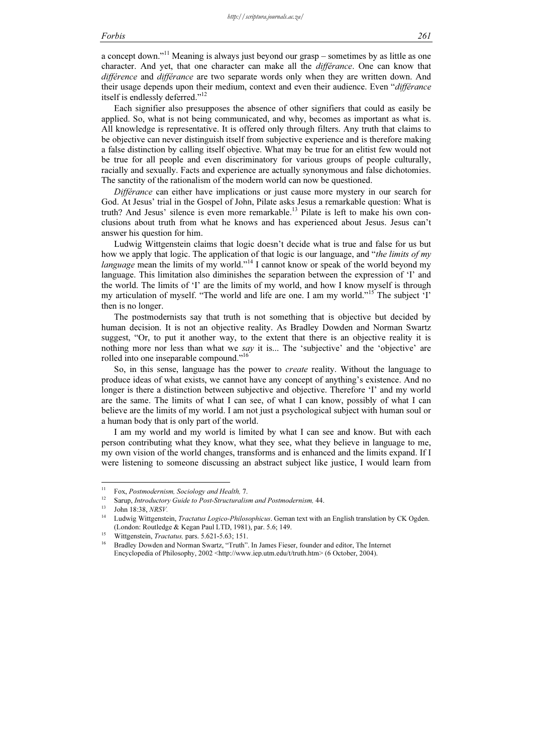a concept down."[11] Meaning is always just beyond our grasp – sometimes by as little as one character. And yet, that one character can make all the *différance*. One can know that *différence* and *différance* are two separate words only when they are written down. And their usage depends upon their medium, context and even their audience. Even "*différance* itself is endlessly deferred."[12]

Each signifier also presupposes the absence of other signifiers that could as easily be applied. So, what is not being communicated, and why, becomes as important as what is. All knowledge is representative. It is offered only through filters. Any truth that claims to be objective can never distinguish itself from subjective experience and is therefore making a false distinction by calling itself objective. What may be true for an elitist few would not be true for all people and even discriminatory for various groups of people culturally, racially and sexually. Facts and experience are actually synonymous and false dichotomies. The sanctity of the rationalism of the modern world can now be questioned.

*Différance* can either have implications or just cause more mystery in our search for God. At Jesus' trial in the Gospel of John, Pilate asks Jesus a remarkable question: What is truth? And Jesus' silence is even more remarkable.[13] Pilate is left to make his own conclusions about truth from what he knows and has experienced about Jesus. Jesus can't answer his question for him.

Ludwig Wittgenstein claims that logic doesn't decide what is true and false for us but how we apply that logic. The application of that logic is our language, and "*the limits of my language* mean the limits of my world."[14] I cannot know or speak of the world beyond my language. This limitation also diminishes the separation between the expression of 'I' and the world. The limits of 'I' are the limits of my world, and how I know myself is through my articulation of myself. "The world and life are one. I am my world."[15] The subject 'I' then is no longer.

The postmodernists say that truth is not something that is objective but decided by human decision. It is not an objective reality. As Bradley Dowden and Norman Swartz suggest, "Or, to put it another way, to the extent that there is an objective reality it is nothing more nor less than what we *say* it is... The 'subjective' and the 'objective' are rolled into one inseparable compound."[16]

So, in this sense, language has the power to *create* reality. Without the language to produce ideas of what exists, we cannot have any concept of anything's existence. And no longer is there a distinction between subjective and objective. Therefore 'I' and my world are the same. The limits of what I can see, of what I can know, possibly of what I can believe are the limits of my world. I am not just a psychological subject with human soul or a human body that is only part of the world.

I am my world and my world is limited by what I can see and know. But with each person contributing what they know, what they see, what they believe in language to me, my own vision of the world changes, transforms and is enhanced and the limits expand. If I were listening to someone discussing an abstract subject like justice, I would learn from

---

[11] Fox, *Postmodernism, Sociology and Health,* 7.

[12] Sarup, *Introductory Guide to Post-Structuralism and Postmodernism,* 44.

[13] John 18:38, *NRSV.*

[14] Ludwig Wittgenstein, *Tractatus Logico-Philosophicus*. Gernan text with an English translation by CK Ogden. (London: Routledge & Kegan Paul LTD, 1981), par. 5.6; 149.

[15] Wittgenstein, *Tractatus,* pars. 5.621-5.63; 151.

[16] Bradley Dowden and Norman Swartz, "Truth". In James Fieser, founder and editor, The Internet Encyclopedia of Philosophy, 2002 <http://www.iep.utm.edu/t/truth.htm> (6 October, 2004).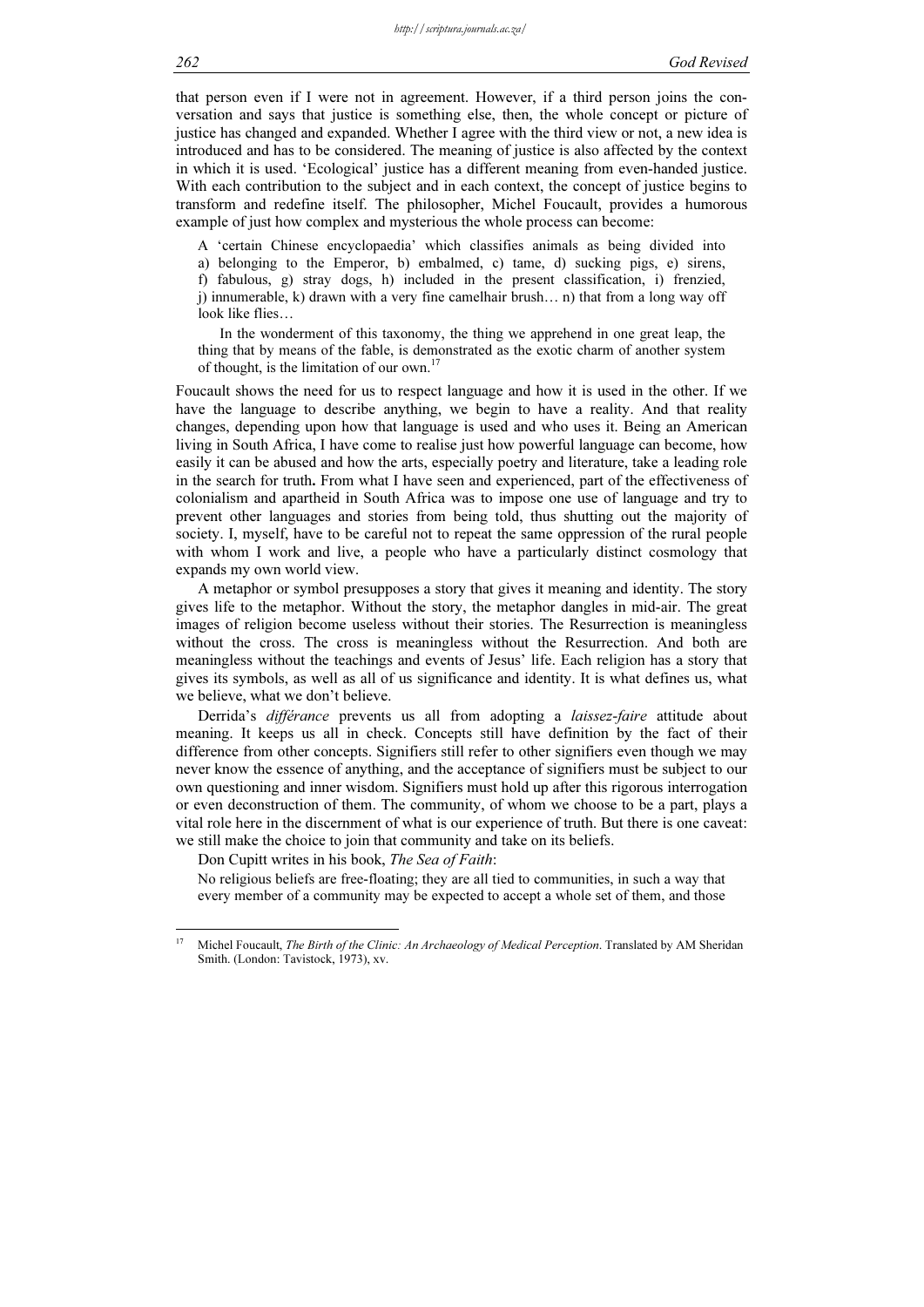that person even if I were not in agreement. However, if a third person joins the conversation and says that justice is something else, then, the whole concept or picture of justice has changed and expanded. Whether I agree with the third view or not, a new idea is introduced and has to be considered. The meaning of justice is also affected by the context in which it is used. 'Ecological' justice has a different meaning from even-handed justice. With each contribution to the subject and in each context, the concept of justice begins to transform and redefine itself. The philosopher, Michel Foucault, provides a humorous example of just how complex and mysterious the whole process can become:

> A 'certain Chinese encyclopaedia' which classifies animals as being divided into a) belonging to the Emperor, b) embalmed, c) tame, d) sucking pigs, e) sirens, f) fabulous, g) stray dogs, h) included in the present classification, i) frenzied, j) innumerable, k) drawn with a very fine camelhair brush… n) that from a long way off look like flies…
>
> In the wonderment of this taxonomy, the thing we apprehend in one great leap, the thing that by means of the fable, is demonstrated as the exotic charm of another system of thought, is the limitation of our own.[17]

Foucault shows the need for us to respect language and how it is used in the other. If we have the language to describe anything, we begin to have a reality. And that reality changes, depending upon how that language is used and who uses it. Being an American living in South Africa, I have come to realise just how powerful language can become, how easily it can be abused and how the arts, especially poetry and literature, take a leading role in the search for truth. From what I have seen and experienced, part of the effectiveness of colonialism and apartheid in South Africa was to impose one use of language and try to prevent other languages and stories from being told, thus shutting out the majority of society. I, myself, have to be careful not to repeat the same oppression of the rural people with whom I work and live, a people who have a particularly distinct cosmology that expands my own world view.

A metaphor or symbol presupposes a story that gives it meaning and identity. The story gives life to the metaphor. Without the story, the metaphor dangles in mid-air. The great images of religion become useless without their stories. The Resurrection is meaningless without the cross. The cross is meaningless without the Resurrection. And both are meaningless without the teachings and events of Jesus' life. Each religion has a story that gives its symbols, as well as all of us significance and identity. It is what defines us, what we believe, what we don't believe.

Derrida's *différance* prevents us all from adopting a *laissez-faire* attitude about meaning. It keeps us all in check. Concepts still have definition by the fact of their difference from other concepts. Signifiers still refer to other signifiers even though we may never know the essence of anything, and the acceptance of signifiers must be subject to our own questioning and inner wisdom. Signifiers must hold up after this rigorous interrogation or even deconstruction of them. The community, of whom we choose to be a part, plays a vital role here in the discernment of what is our experience of truth. But there is one caveat: we still make the choice to join that community and take on its beliefs.

Don Cupitt writes in his book, *The Sea of Faith*:

> No religious beliefs are free-floating; they are all tied to communities, in such a way that every member of a community may be expected to accept a whole set of them, and those

---

[17] Michel Foucault, *The Birth of the Clinic: An Archaeology of Medical Perception*. Translated by AM Sheridan Smith. (London: Tavistock, 1973), xv.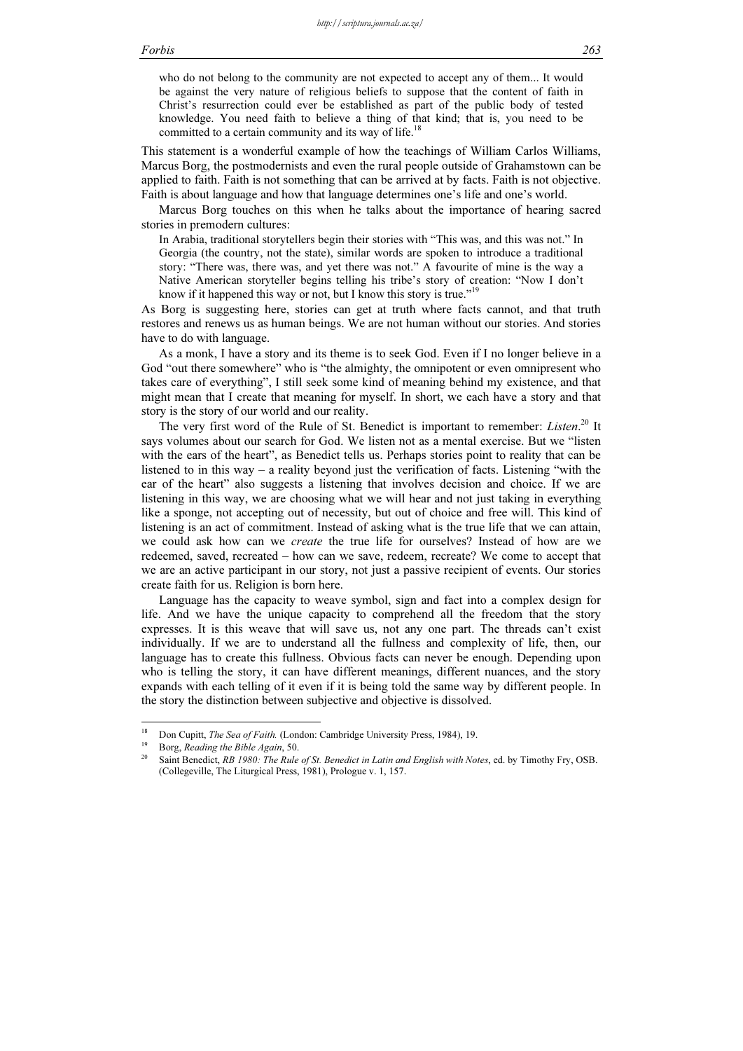who do not belong to the community are not expected to accept any of them... It would be against the very nature of religious beliefs to suppose that the content of faith in Christ's resurrection could ever be established as part of the public body of tested knowledge. You need faith to believe a thing of that kind; that is, you need to be committed to a certain community and its way of life.[18]

This statement is a wonderful example of how the teachings of William Carlos Williams, Marcus Borg, the postmodernists and even the rural people outside of Grahamstown can be applied to faith. Faith is not something that can be arrived at by facts. Faith is not objective. Faith is about language and how that language determines one's life and one's world.

Marcus Borg touches on this when he talks about the importance of hearing sacred stories in premodern cultures:

> In Arabia, traditional storytellers begin their stories with "This was, and this was not." In Georgia (the country, not the state), similar words are spoken to introduce a traditional story: "There was, there was, and yet there was not." A favourite of mine is the way a Native American storyteller begins telling his tribe's story of creation: "Now I don't know if it happened this way or not, but I know this story is true."[19]

As Borg is suggesting here, stories can get at truth where facts cannot, and that truth restores and renews us as human beings. We are not human without our stories. And stories have to do with language.

As a monk, I have a story and its theme is to seek God. Even if I no longer believe in a God "out there somewhere" who is "the almighty, the omnipotent or even omnipresent who takes care of everything", I still seek some kind of meaning behind my existence, and that might mean that I create that meaning for myself. In short, we each have a story and that story is the story of our world and our reality.

The very first word of the Rule of St. Benedict is important to remember: *Listen*.[20] It says volumes about our search for God. We listen not as a mental exercise. But we "listen with the ears of the heart", as Benedict tells us. Perhaps stories point to reality that can be listened to in this way – a reality beyond just the verification of facts. Listening "with the ear of the heart" also suggests a listening that involves decision and choice. If we are listening in this way, we are choosing what we will hear and not just taking in everything like a sponge, not accepting out of necessity, but out of choice and free will. This kind of listening is an act of commitment. Instead of asking what is the true life that we can attain, we could ask how can we *create* the true life for ourselves? Instead of how are we redeemed, saved, recreated – how can we save, redeem, recreate? We come to accept that we are an active participant in our story, not just a passive recipient of events. Our stories create faith for us. Religion is born here.

Language has the capacity to weave symbol, sign and fact into a complex design for life. And we have the unique capacity to comprehend all the freedom that the story expresses. It is this weave that will save us, not any one part. The threads can't exist individually. If we are to understand all the fullness and complexity of life, then, our language has to create this fullness. Obvious facts can never be enough. Depending upon who is telling the story, it can have different meanings, different nuances, and the story expands with each telling of it even if it is being told the same way by different people. In the story the distinction between subjective and objective is dissolved.

---

[18] Don Cupitt, *The Sea of Faith.* (London: Cambridge University Press, 1984), 19.

[19] Borg, *Reading the Bible Again*, 50.

[20] Saint Benedict, *RB 1980: The Rule of St. Benedict in Latin and English with Notes*, ed. by Timothy Fry, OSB. (Collegeville, The Liturgical Press, 1981), Prologue v. 1, 157.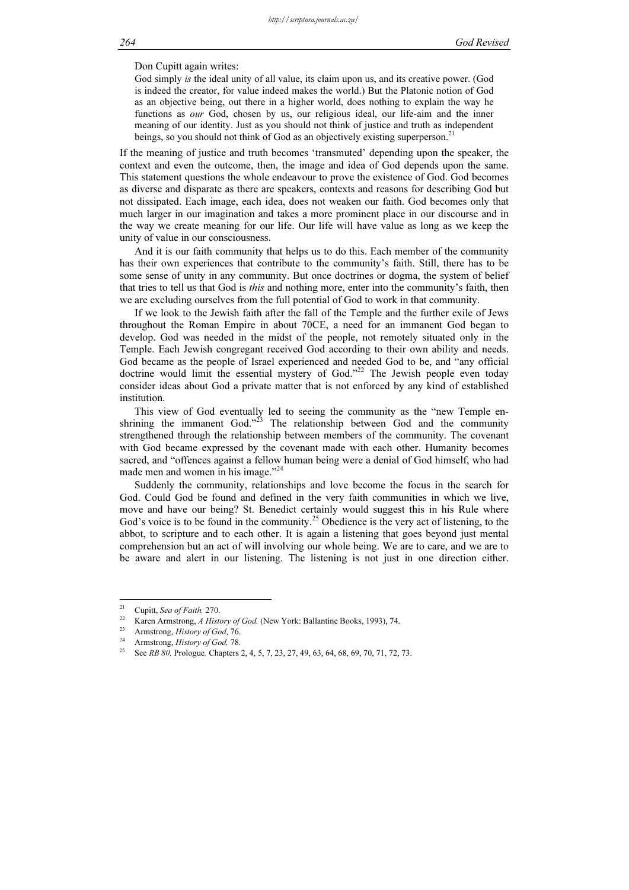Don Cupitt again writes:

> God simply *is* the ideal unity of all value, its claim upon us, and its creative power. (God is indeed the creator, for value indeed makes the world.) But the Platonic notion of God as an objective being, out there in a higher world, does nothing to explain the way he functions as *our* God, chosen by us, our religious ideal, our life-aim and the inner meaning of our identity. Just as you should not think of justice and truth as independent beings, so you should not think of God as an objectively existing superperson.[21]

If the meaning of justice and truth becomes 'transmuted' depending upon the speaker, the context and even the outcome, then, the image and idea of God depends upon the same. This statement questions the whole endeavour to prove the existence of God. God becomes as diverse and disparate as there are speakers, contexts and reasons for describing God but not dissipated. Each image, each idea, does not weaken our faith. God becomes only that much larger in our imagination and takes a more prominent place in our discourse and in the way we create meaning for our life. Our life will have value as long as we keep the unity of value in our consciousness.

And it is our faith community that helps us to do this. Each member of the community has their own experiences that contribute to the community's faith. Still, there has to be some sense of unity in any community. But once doctrines or dogma, the system of belief that tries to tell us that God is *this* and nothing more, enter into the community's faith, then we are excluding ourselves from the full potential of God to work in that community.

If we look to the Jewish faith after the fall of the Temple and the further exile of Jews throughout the Roman Empire in about 70CE, a need for an immanent God began to develop. God was needed in the midst of the people, not remotely situated only in the Temple. Each Jewish congregant received God according to their own ability and needs. God became as the people of Israel experienced and needed God to be, and "any official doctrine would limit the essential mystery of God."[22] The Jewish people even today consider ideas about God a private matter that is not enforced by any kind of established institution.

This view of God eventually led to seeing the community as the "new Temple enshrining the immanent God."[23] The relationship between God and the community strengthened through the relationship between members of the community. The covenant with God became expressed by the covenant made with each other. Humanity becomes sacred, and "offences against a fellow human being were a denial of God himself, who had made men and women in his image."[24]

Suddenly the community, relationships and love become the focus in the search for God. Could God be found and defined in the very faith communities in which we live, move and have our being? St. Benedict certainly would suggest this in his Rule where God's voice is to be found in the community.[25] Obedience is the very act of listening, to the abbot, to scripture and to each other. It is again a listening that goes beyond just mental comprehension but an act of will involving our whole being. We are to care, and we are to be aware and alert in our listening. The listening is not just in one direction either.

---

[21] Cupitt, *Sea of Faith,* 270.

[22] Karen Armstrong, *A History of God.* (New York: Ballantine Books, 1993), 74.

[23] Armstrong, *History of God*, 76.

[24] Armstrong, *History of God,* 78.

[25] See *RB 80,* Prologue*,* Chapters 2, 4, 5, 7, 23, 27, 49, 63, 64, 68, 69, 70, 71, 72, 73.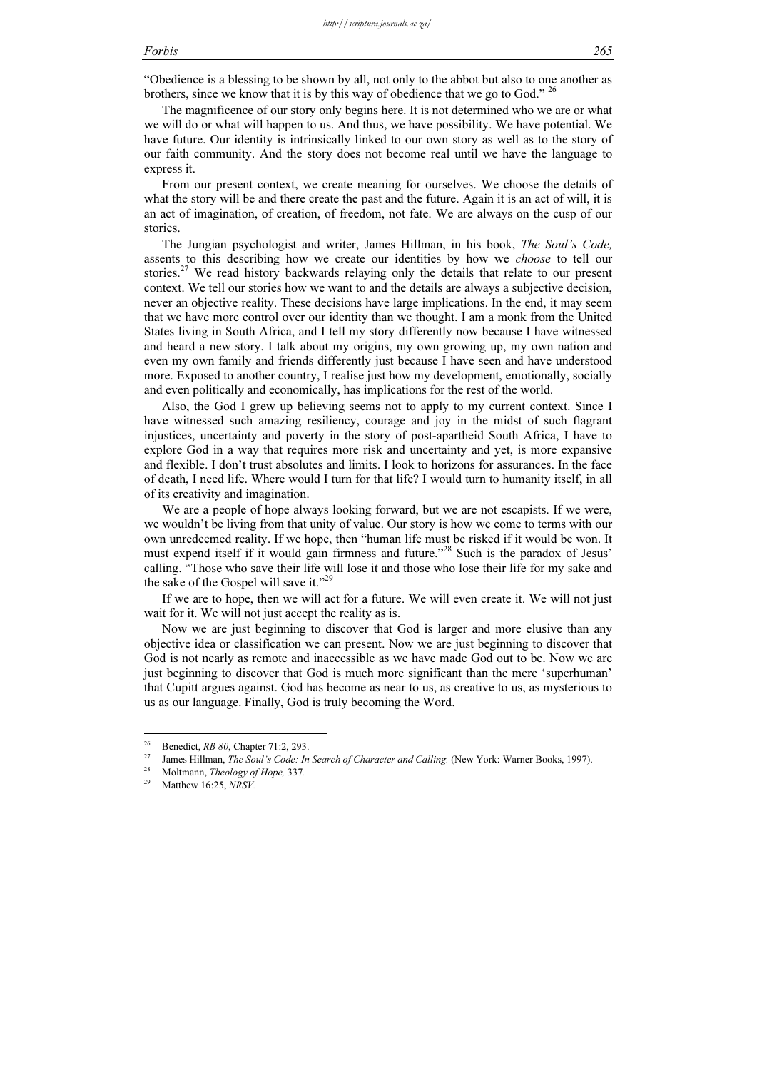"Obedience is a blessing to be shown by all, not only to the abbot but also to one another as brothers, since we know that it is by this way of obedience that we go to God." [26]

The magnificence of our story only begins here. It is not determined who we are or what we will do or what will happen to us. And thus, we have possibility. We have potential. We have future. Our identity is intrinsically linked to our own story as well as to the story of our faith community. And the story does not become real until we have the language to express it.

From our present context, we create meaning for ourselves. We choose the details of what the story will be and there create the past and the future. Again it is an act of will, it is an act of imagination, of creation, of freedom, not fate. We are always on the cusp of our stories.

The Jungian psychologist and writer, James Hillman, in his book, *The Soul's Code,* assents to this describing how we create our identities by how we *choose* to tell our stories.[27] We read history backwards relaying only the details that relate to our present context. We tell our stories how we want to and the details are always a subjective decision, never an objective reality. These decisions have large implications. In the end, it may seem that we have more control over our identity than we thought. I am a monk from the United States living in South Africa, and I tell my story differently now because I have witnessed and heard a new story. I talk about my origins, my own growing up, my own nation and even my own family and friends differently just because I have seen and have understood more. Exposed to another country, I realise just how my development, emotionally, socially and even politically and economically, has implications for the rest of the world.

Also, the God I grew up believing seems not to apply to my current context. Since I have witnessed such amazing resiliency, courage and joy in the midst of such flagrant injustices, uncertainty and poverty in the story of post-apartheid South Africa, I have to explore God in a way that requires more risk and uncertainty and yet, is more expansive and flexible. I don't trust absolutes and limits. I look to horizons for assurances. In the face of death, I need life. Where would I turn for that life? I would turn to humanity itself, in all of its creativity and imagination.

We are a people of hope always looking forward, but we are not escapists. If we were, we wouldn't be living from that unity of value. Our story is how we come to terms with our own unredeemed reality. If we hope, then "human life must be risked if it would be won. It must expend itself if it would gain firmness and future."[28] Such is the paradox of Jesus' calling. "Those who save their life will lose it and those who lose their life for my sake and the sake of the Gospel will save it."[29]

If we are to hope, then we will act for a future. We will even create it. We will not just wait for it. We will not just accept the reality as is.

Now we are just beginning to discover that God is larger and more elusive than any objective idea or classification we can present. Now we are just beginning to discover that God is not nearly as remote and inaccessible as we have made God out to be. Now we are just beginning to discover that God is much more significant than the mere 'superhuman' that Cupitt argues against. God has become as near to us, as creative to us, as mysterious to us as our language. Finally, God is truly becoming the Word.

---

[26] Benedict, *RB 80*, Chapter 71:2, 293.

[27] James Hillman, *The Soul's Code: In Search of Character and Calling.* (New York: Warner Books, 1997).

[28] Moltmann, *Theology of Hope,* 337.

[29] Matthew 16:25, *NRSV.*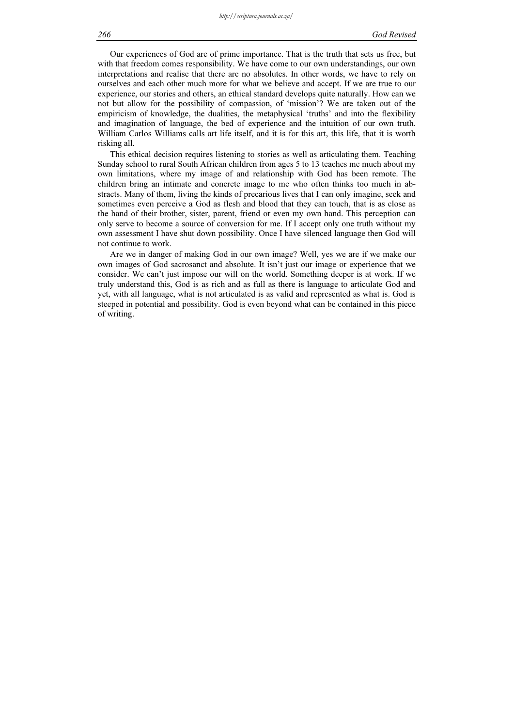Our experiences of God are of prime importance. That is the truth that sets us free, but with that freedom comes responsibility. We have come to our own understandings, our own interpretations and realise that there are no absolutes. In other words, we have to rely on ourselves and each other much more for what we believe and accept. If we are true to our experience, our stories and others, an ethical standard develops quite naturally. How can we not but allow for the possibility of compassion, of 'mission'? We are taken out of the empiricism of knowledge, the dualities, the metaphysical 'truths' and into the flexibility and imagination of language, the bed of experience and the intuition of our own truth. William Carlos Williams calls art life itself, and it is for this art, this life, that it is worth risking all.

This ethical decision requires listening to stories as well as articulating them. Teaching Sunday school to rural South African children from ages 5 to 13 teaches me much about my own limitations, where my image of and relationship with God has been remote. The children bring an intimate and concrete image to me who often thinks too much in abstracts. Many of them, living the kinds of precarious lives that I can only imagine, seek and sometimes even perceive a God as flesh and blood that they can touch, that is as close as the hand of their brother, sister, parent, friend or even my own hand. This perception can only serve to become a source of conversion for me. If I accept only one truth without my own assessment I have shut down possibility. Once I have silenced language then God will not continue to work.

Are we in danger of making God in our own image? Well, yes we are if we make our own images of God sacrosanct and absolute. It isn't just our image or experience that we consider. We can't just impose our will on the world. Something deeper is at work. If we truly understand this, God is as rich and as full as there is language to articulate God and yet, with all language, what is not articulated is as valid and represented as what is. God is steeped in potential and possibility. God is even beyond what can be contained in this piece of writing.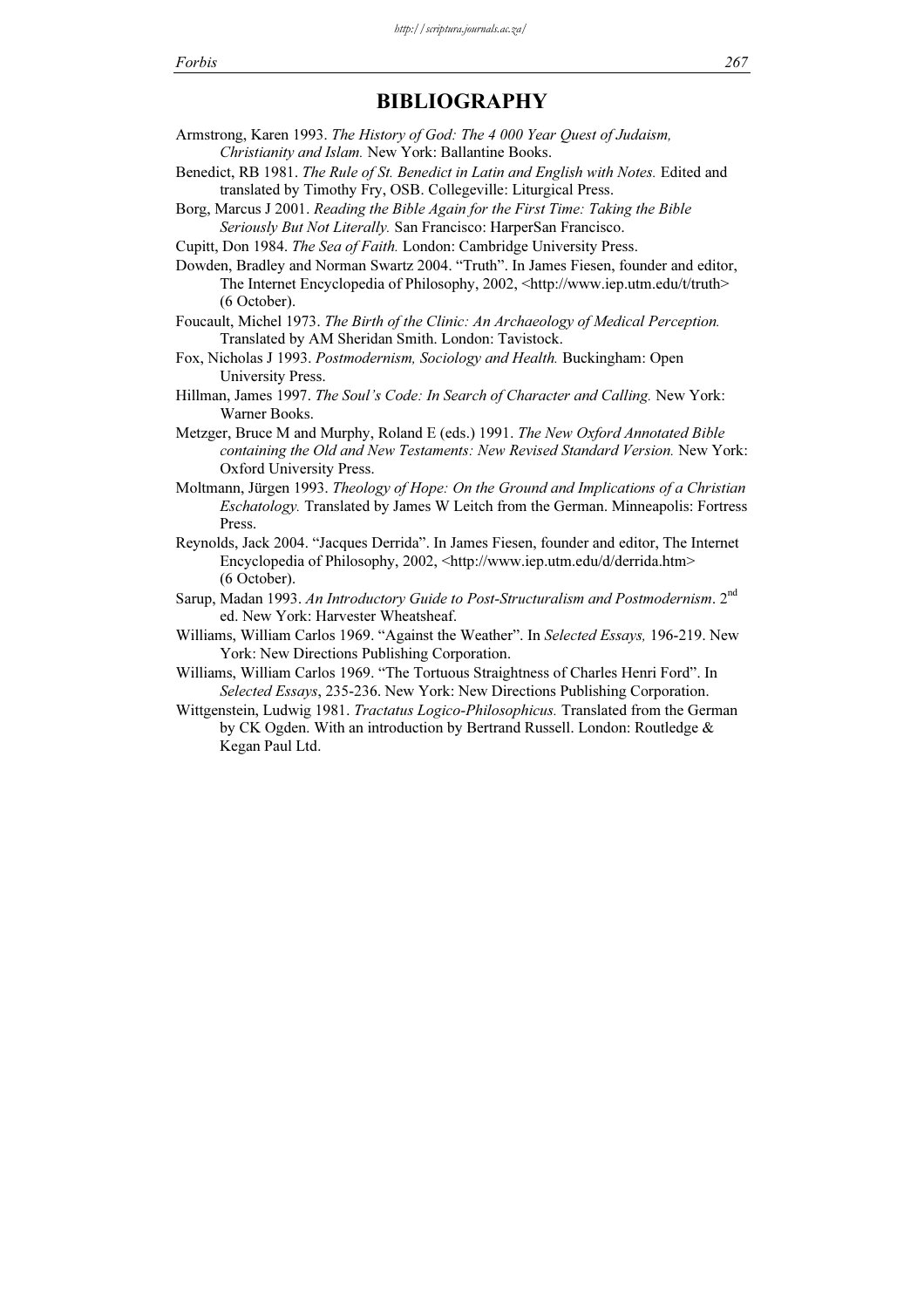# BIBLIOGRAPHY

Armstrong, Karen 1993. *The History of God: The 4 000 Year Quest of Judaism, Christianity and Islam.* New York: Ballantine Books.

Benedict, RB 1981. *The Rule of St. Benedict in Latin and English with Notes.* Edited and translated by Timothy Fry, OSB. Collegeville: Liturgical Press.

Borg, Marcus J 2001. *Reading the Bible Again for the First Time: Taking the Bible Seriously But Not Literally.* San Francisco: HarperSan Francisco.

Cupitt, Don 1984. *The Sea of Faith.* London: Cambridge University Press.

Dowden, Bradley and Norman Swartz 2004. "Truth". In James Fiesen, founder and editor, The Internet Encyclopedia of Philosophy, 2002, <http://www.iep.utm.edu/t/truth> (6 October).

Foucault, Michel 1973. *The Birth of the Clinic: An Archaeology of Medical Perception.* Translated by AM Sheridan Smith. London: Tavistock.

Fox, Nicholas J 1993. *Postmodernism, Sociology and Health.* Buckingham: Open University Press.

Hillman, James 1997. *The Soul's Code: In Search of Character and Calling.* New York: Warner Books.

Metzger, Bruce M and Murphy, Roland E (eds.) 1991. *The New Oxford Annotated Bible containing the Old and New Testaments: New Revised Standard Version.* New York: Oxford University Press.

Moltmann, Jürgen 1993. *Theology of Hope: On the Ground and Implications of a Christian Eschatology.* Translated by James W Leitch from the German. Minneapolis: Fortress Press.

Reynolds, Jack 2004. "Jacques Derrida". In James Fiesen, founder and editor, The Internet Encyclopedia of Philosophy, 2002, <http://www.iep.utm.edu/d/derrida.htm> (6 October).

Sarup, Madan 1993. *An Introductory Guide to Post-Structuralism and Postmodernism*. 2nd ed. New York: Harvester Wheatsheaf.

Williams, William Carlos 1969. "Against the Weather". In *Selected Essays,* 196-219. New York: New Directions Publishing Corporation.

Williams, William Carlos 1969. "The Tortuous Straightness of Charles Henri Ford". In *Selected Essays*, 235-236. New York: New Directions Publishing Corporation.

Wittgenstein, Ludwig 1981. *Tractatus Logico-Philosophicus.* Translated from the German by CK Ogden. With an introduction by Bertrand Russell. London: Routledge & Kegan Paul Ltd.